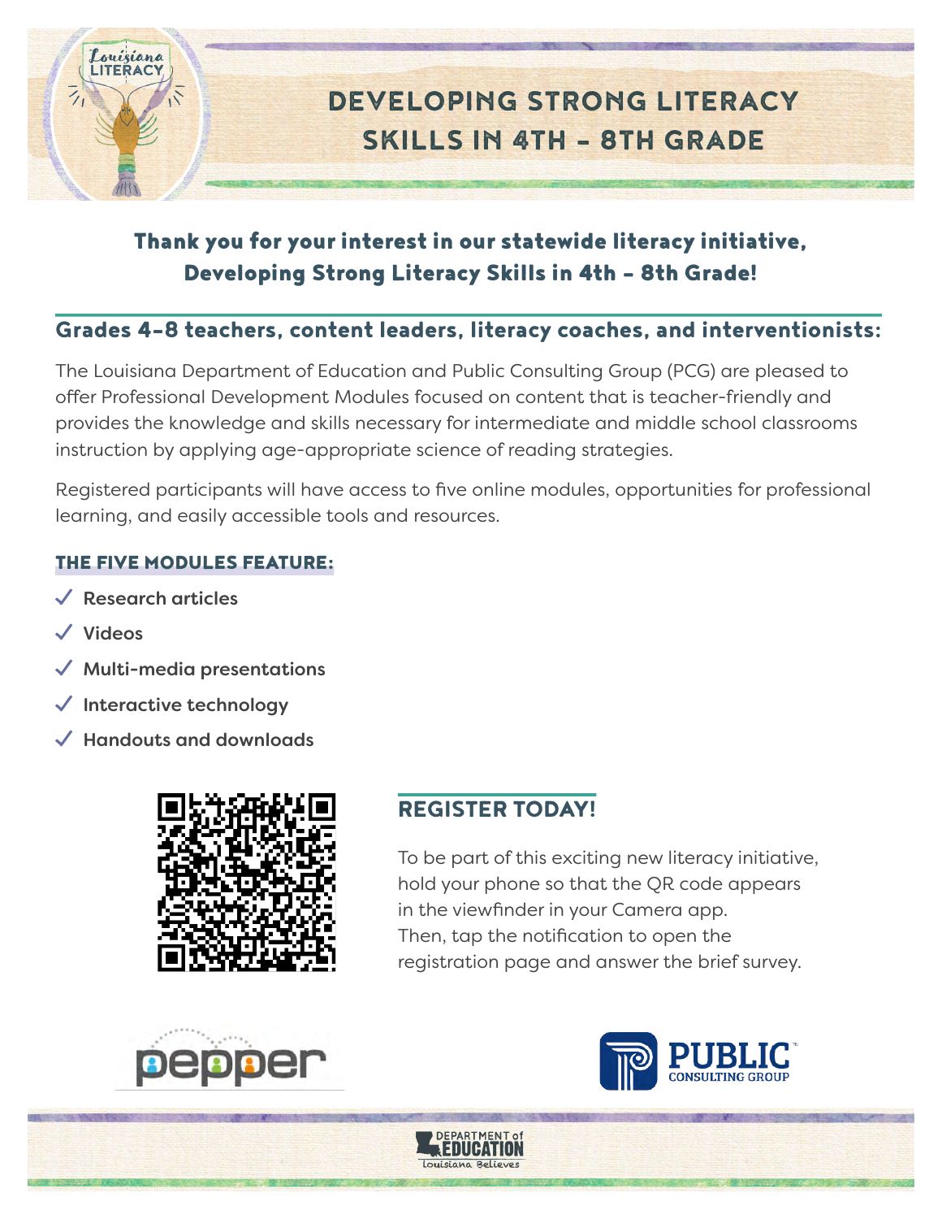Louisiana LITERACY

# DEVELOPING STRONG LITERACY SKILLS IN 4TH – 8TH GRADE

**Thank you for your interest in our statewide literacy initiative, Developing Strong Literacy Skills in 4th – 8th Grade!**

## Grades 4–8 teachers, content leaders, literacy coaches, and interventionists:

The Louisiana Department of Education and Public Consulting Group (PCG) are pleased to offer Professional Development Modules focused on content that is teacher-friendly and provides the knowledge and skills necessary for intermediate and middle school classrooms instruction by applying age-appropriate science of reading strategies.

Registered participants will have access to five online modules, opportunities for professional learning, and easily accessible tools and resources.

### THE FIVE MODULES FEATURE:

- ✓ Research articles
- ✓ Videos
- ✓ Multi-media presentations
- ✓ Interactive technology
- ✓ Handouts and downloads

## REGISTER TODAY!

To be part of this exciting new literacy initiative, hold your phone so that the QR code appears in the viewfinder in your Camera app. Then, tap the notification to open the registration page and answer the brief survey.

pepper

PUBLIC CONSULTING GROUP

DEPARTMENT of EDUCATION
Louisiana Believes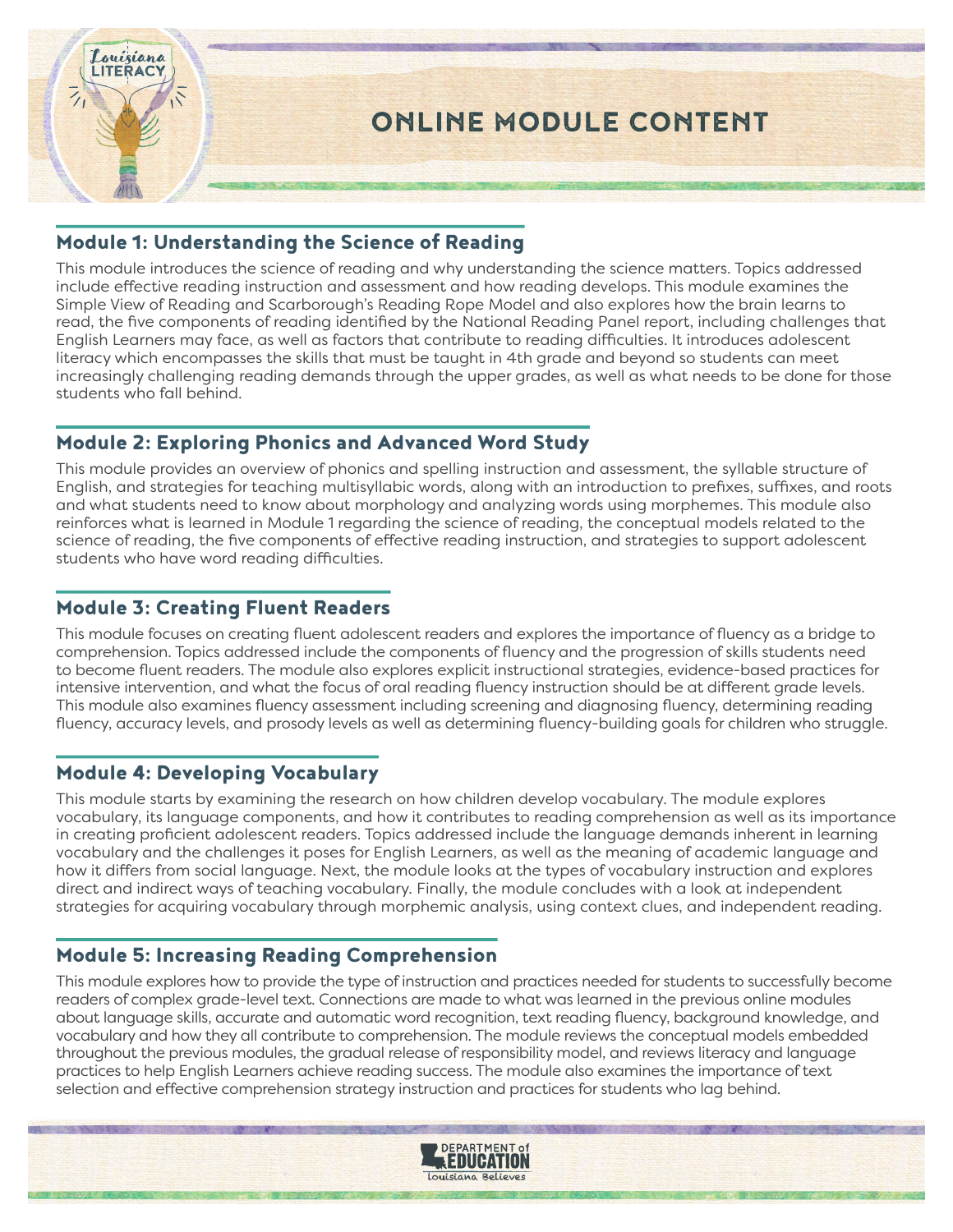# ONLINE MODULE CONTENT

## Module 1: Understanding the Science of Reading

This module introduces the science of reading and why understanding the science matters. Topics addressed include effective reading instruction and assessment and how reading develops. This module examines the Simple View of Reading and Scarborough's Reading Rope Model and also explores how the brain learns to read, the five components of reading identified by the National Reading Panel report, including challenges that English Learners may face, as well as factors that contribute to reading difficulties. It introduces adolescent literacy which encompasses the skills that must be taught in 4th grade and beyond so students can meet increasingly challenging reading demands through the upper grades, as well as what needs to be done for those students who fall behind.

## Module 2: Exploring Phonics and Advanced Word Study

This module provides an overview of phonics and spelling instruction and assessment, the syllable structure of English, and strategies for teaching multisyllabic words, along with an introduction to prefixes, suffixes, and roots and what students need to know about morphology and analyzing words using morphemes. This module also reinforces what is learned in Module 1 regarding the science of reading, the conceptual models related to the science of reading, the five components of effective reading instruction, and strategies to support adolescent students who have word reading difficulties.

## Module 3: Creating Fluent Readers

This module focuses on creating fluent adolescent readers and explores the importance of fluency as a bridge to comprehension. Topics addressed include the components of fluency and the progression of skills students need to become fluent readers. The module also explores explicit instructional strategies, evidence-based practices for intensive intervention, and what the focus of oral reading fluency instruction should be at different grade levels. This module also examines fluency assessment including screening and diagnosing fluency, determining reading fluency, accuracy levels, and prosody levels as well as determining fluency-building goals for children who struggle.

## Module 4: Developing Vocabulary

This module starts by examining the research on how children develop vocabulary. The module explores vocabulary, its language components, and how it contributes to reading comprehension as well as its importance in creating proficient adolescent readers. Topics addressed include the language demands inherent in learning vocabulary and the challenges it poses for English Learners, as well as the meaning of academic language and how it differs from social language. Next, the module looks at the types of vocabulary instruction and explores direct and indirect ways of teaching vocabulary. Finally, the module concludes with a look at independent strategies for acquiring vocabulary through morphemic analysis, using context clues, and independent reading.

## Module 5: Increasing Reading Comprehension

This module explores how to provide the type of instruction and practices needed for students to successfully become readers of complex grade-level text. Connections are made to what was learned in the previous online modules about language skills, accurate and automatic word recognition, text reading fluency, background knowledge, and vocabulary and how they all contribute to comprehension. The module reviews the conceptual models embedded throughout the previous modules, the gradual release of responsibility model, and reviews literacy and language practices to help English Learners achieve reading success. The module also examines the importance of text selection and effective comprehension strategy instruction and practices for students who lag behind.